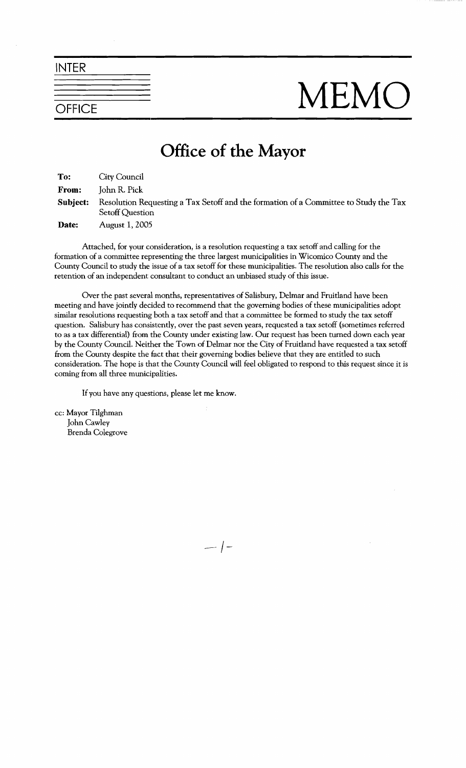INTER

OFFICE

# MEMO

## Office of the Mayor

**To:** City Council

**From:** John R. Pick

**Subject:** Resolution Requesting a Tax Setoff and the formation of a Committee to Study the Tax Setoff Question

**Date:** August 1, 2005

Attached, for your consideration, is a resolution requesting a tax setoff and calling for the formation of a committee representing the three largest municipalities in Wicomico County and the County Council to study the issue of a tax setoff for these municipalities. The resolution also calls for the retention of an independent consultant to conduct an unbiased study of this issue.

Over the past several months, representatives of Salisbury, Delmar and Fruitland have been meeting and have jointly decided to recommend that the governing bodies of these municipalities adopt similar resolutions requesting both a tax setoff and that a committee be formed to study the tax setoff question. Salisbury has consistently, over the past seven years, requested a tax setoff (sometimes referred to as a tax differential) from the County under existing law. Our request has been turned down each year by the County Council. Neither the Town of Delmar nor the City of Fruitland have requested a tax setoff from the County despite the fact that their governing bodies believe that they are entitled to such consideration. The hope is that the County Council will feel obligated to respond to this request since it is coming from all three municipalities.

If you have any questions, please let me know.

cc: Mayor Tilghman
John Cawley
Brenda Colegrove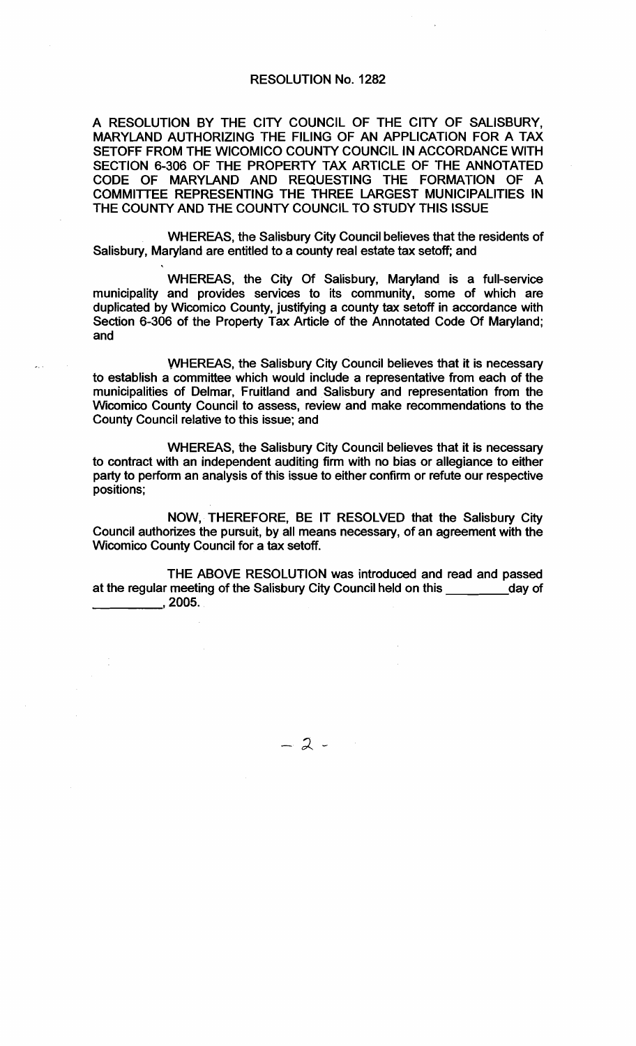## RESOLUTION No. 1282

A RESOLUTION BY THE CITY COUNCIL OF THE CITY OF SALISBURY, MARYLAND AUTHORIZING THE FILING OF AN APPLICATION FOR A TAX SETOFF FROM THE WICOMICO COUNTY COUNCIL IN ACCORDANCE WITH SECTION 6-306 OF THE PROPERTY TAX ARTICLE OF THE ANNOTATED CODE OF MARYLAND AND REQUESTING THE FORMATION OF A COMMITTEE REPRESENTING THE THREE LARGEST MUNICIPALITIES IN THE COUNTY AND THE COUNTY COUNCIL TO STUDY THIS ISSUE

WHEREAS, the Salisbury City Council believes that the residents of Salisbury, Maryland are entitled to a county real estate tax setoff; and

WHEREAS, the City Of Salisbury, Maryland is a full-service municipality and provides services to its community, some of which are duplicated by Wicomico County, justifying a county tax setoff in accordance with Section 6-306 of the Property Tax Article of the Annotated Code Of Maryland; and

WHEREAS, the Salisbury City Council believes that it is necessary to establish a committee which would include a representative from each of the municipalities of Delmar, Fruitland and Salisbury and representation from the Wicomico County Council to assess, review and make recommendations to the County Council relative to this issue; and

WHEREAS, the Salisbury City Council believes that it is necessary to contract with an independent auditing firm with no bias or allegiance to either party to perform an analysis of this issue to either confirm or refute our respective positions;

NOW, THEREFORE, BE IT RESOLVED that the Salisbury City Council authorizes the pursuit, by all means necessary, of an agreement with the Wicomico County Council for a tax setoff.

THE ABOVE RESOLUTION was introduced and read and passed at the regular meeting of the Salisbury City Council held on this _________day of __________, 2005.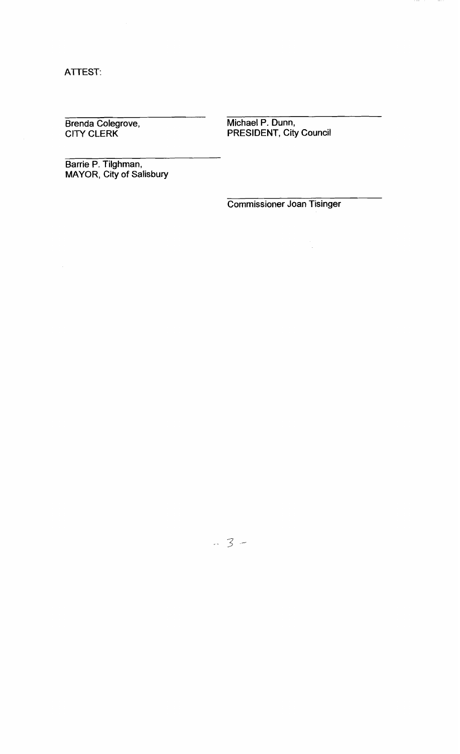ATTEST:

\_\_\_\_\_\_\_\_\_\_\_\_\_\_\_\_\_\_\_\_\_\_\_\_\_\_\_\_
Brenda Colegrove,
CITY CLERK

\_\_\_\_\_\_\_\_\_\_\_\_\_\_\_\_\_\_\_\_\_\_\_\_\_\_\_\_
Michael P. Dunn,
PRESIDENT, City Council

\_\_\_\_\_\_\_\_\_\_\_\_\_\_\_\_\_\_\_\_\_\_\_\_\_\_\_\_
Barrie P. Tilghman,
MAYOR, City of Salisbury

\_\_\_\_\_\_\_\_\_\_\_\_\_\_\_\_\_\_\_\_\_\_\_\_\_\_\_\_
Commissioner Joan Tisinger